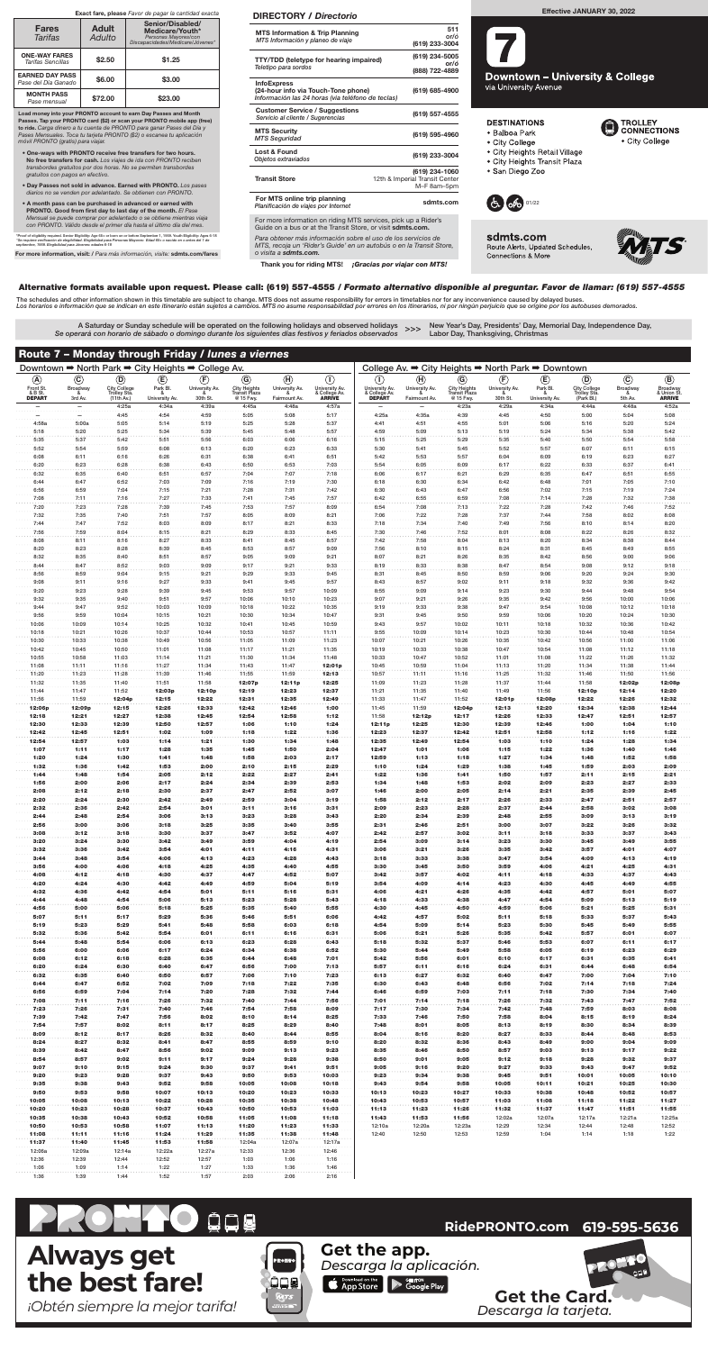# 7 Downtown – University & College

via University Avenue

**Effective JANUARY 30, 2022**

**DESTINATIONS**

- Balboa Park
- City College
- City Heights Retail Village
- City Heights Transit Plaza
- San Diego Zoo

**TROLLEY CONNECTIONS**

- City College

01/22

**sdmts.com**
Route Alerts, Updated Schedules, Connections & More

## Fares / Tarifas

**Exact fare, please** *Favor de pagar la cantidad exacta*

| Fares *Tarifas* | Adult *Adulto* | Senior/Disabled/ Medicare/Youth* *Personas Mayores/con Discapacidades/Medicare/Jóvenes** |
|---|---|---|
| **ONE-WAY FARES** *Tarifas Sencillas* | $2.50 | $1.25 |
| **EARNED DAY PASS** *Pase del Día Ganado* | $6.00 | $3.00 |
| **MONTH PASS** *Pase mensual* | $72.00 | $23.00 |

**Load money into your PRONTO account to earn Day Passes and Month Passes. Tap your PRONTO card ($2) or scan your PRONTO mobile app (free) to ride.** *Carga dinero a tu cuenta de PRONTO para ganar Pases del Día y Pases Mensuales. Toca tu tarjeta PRONTO ($2) o escanea tu aplicación móvil PRONTO (gratis) para viajar.*

- **One-ways with PRONTO receive free transfers for two hours. No free transfers for cash.** *Los viajes de ida con PRONTO reciben transbordes gratuitos por dos horas. No se permiten transbordes gratuitos con pagos en efectivo.*
- **Day Passes not sold in advance. Earned with PRONTO.** *Los pases diarios no se venden por adelantado. Se obtienen con PRONTO.*
- **A month pass can be purchased in advanced or earned with PRONTO. Good from first day to last day of the month.** *El Pase Mensual se puede comprar por adelantado o se obtiene mientras viaja con PRONTO. Válido desde el primer día hasta el último día del mes.*

*Proof of eligibility required. Senior Eligibility: Age 65+ or born on or before September 1, 1959. Youth Eligibility: Ages 6-18
*Se requiere verificación de elegibilidad. Elegibilidad para Personas Mayores: Edad 65+ o nacido en o antes del 1 de septiembre, 1959. Elegibilidad para Jóvenes: edades 6-18

**For more information, visit:** / *Para más información, visita:* **sdmts.com/fares**

## DIRECTORY / *Directorio*

| | |
|---|---|
| **MTS Information & Trip Planning** *MTS Información y planeo de viaje* | **511** or/ó **(619) 233-3004** |
| **TTY/TDD (teletype for hearing impaired)** *Teletipo para sordos* | **(619) 234-5005** or/ó **(888) 722-4889** |
| **InfoExpress** **(24-hour info via Touch-Tone phone)** *Información las 24 horas (via teléfono de teclas)* | **(619) 685-4900** |
| **Customer Service / Suggestions** *Servicio al cliente / Sugerencias* | **(619) 557-4555** |
| **MTS Security** *MTS Seguridad* | **(619) 595-4960** |
| **Lost & Found** *Objetos extraviados* | **(619) 233-3004** |
| **Transit Store** | **(619) 234-1060** 12th & Imperial Transit Center M–F 8am–5pm |
| **For MTS online trip planning** *Planificación de viajes por Internet* | **sdmts.com** |

For more information on riding MTS services, pick up a Rider's Guide on a bus or at the Transit Store, or visit **sdmts.com.**

*Para obtener más información sobre el uso de los servicios de MTS, recoja un 'Rider's Guide' en un autobús o en la Transit Store, o visita a **sdmts.com.***

**Thank you for riding MTS!** ***¡Gracias por viajar con MTS!***

**Alternative formats available upon request. Please call: (619) 557-4555 / *Formato alternativo disponible al preguntar. Favor de llamar: (619) 557-4555***

The schedules and other information shown in this timetable are subject to change. MTS does not assume responsibility for errors in timetables nor for any inconvenience caused by delayed buses.
*Los horarios e información que se indican en este itinerario están sujetos a cambios. MTS no asume responsabilidad por errores en los itinerarios, ni por ningún perjuicio que se origine por los autobuses demorados.*

A Saturday or Sunday schedule will be operated on the following holidays and observed holidays >>> New Year's Day, Presidents' Day, Memorial Day, Independence Day, Labor Day, Thanksgiving, Christmas
*Se operará con horario de sábado o domingo durante los siguientes días festivos y feriados observados*

## Route 7 – Monday through Friday / *lunes a viernes*

### Downtown ➡ North Park ➡ City Heights ➡ College Av.

| (A) Front St. & B St. DEPART | (C) Broadway & 3rd Av. | (D) City College Trolley Sta. (11th Av.) | (E) Park Bl. & University Av. | (F) University Av. & 30th St. | (G) City Heights Transit Plaza @ I-15 Fwy. | (H) University Av. & Fairmount Av. | (I) University Av. & College Av. ARRIVE |
|---|---|---|---|---|---|---|---|
| — | — | 4:25a | 4:34a | 4:39a | 4:45a | 4:48a | 4:57a |
| — | — | 4:45 | 4:54 | 4:59 | 5:05 | 5:08 | 5:17 |
| 4:58a | 5:00a | 5:05 | 5:14 | 5:19 | 5:25 | 5:28 | 5:37 |
| 5:18 | 5:20 | 5:25 | 5:34 | 5:39 | 5:45 | 5:48 | 5:57 |
| 5:35 | 5:37 | 5:42 | 5:51 | 5:56 | 6:03 | 6:06 | 6:16 |
| 5:52 | 5:54 | 5:59 | 6:08 | 6:13 | 6:20 | 6:23 | 6:33 |
| 6:08 | 6:11 | 6:16 | 6:26 | 6:31 | 6:38 | 6:41 | 6:51 |
| 6:20 | 6:23 | 6:28 | 6:38 | 6:43 | 6:50 | 6:53 | 7:03 |
| 6:32 | 6:35 | 6:40 | 6:51 | 6:57 | 7:04 | 7:07 | 7:18 |
| 6:44 | 6:47 | 6:52 | 7:03 | 7:09 | 7:16 | 7:19 | 7:30 |
| 6:56 | 6:59 | 7:04 | 7:15 | 7:21 | 7:28 | 7:31 | 7:42 |
| 7:08 | 7:11 | 7:16 | 7:27 | 7:33 | 7:41 | 7:45 | 7:57 |
| 7:20 | 7:23 | 7:28 | 7:39 | 7:45 | 7:53 | 7:57 | 8:09 |
| 7:32 | 7:35 | 7:40 | 7:51 | 7:57 | 8:05 | 8:09 | 8:21 |
| 7:44 | 7:47 | 7:52 | 8:03 | 8:09 | 8:17 | 8:21 | 8:33 |
| 7:56 | 7:59 | 8:04 | 8:15 | 8:21 | 8:29 | 8:33 | 8:45 |
| 8:08 | 8:11 | 8:16 | 8:27 | 8:33 | 8:41 | 8:45 | 8:57 |
| 8:20 | 8:23 | 8:28 | 8:39 | 8:45 | 8:53 | 8:57 | 9:09 |
| 8:32 | 8:35 | 8:40 | 8:51 | 8:57 | 9:05 | 9:09 | 9:21 |
| 8:44 | 8:47 | 8:52 | 9:03 | 9:09 | 9:17 | 9:21 | 9:33 |
| 8:56 | 8:59 | 9:04 | 9:15 | 9:21 | 9:29 | 9:33 | 9:45 |
| 9:08 | 9:11 | 9:16 | 9:27 | 9:33 | 9:41 | 9:45 | 9:57 |
| 9:20 | 9:23 | 9:28 | 9:39 | 9:45 | 9:53 | 9:57 | 10:09 |
| 9:32 | 9:35 | 9:40 | 9:51 | 9:57 | 10:06 | 10:10 | 10:23 |
| 9:44 | 9:47 | 9:52 | 10:03 | 10:09 | 10:18 | 10:22 | 10:35 |
| 9:56 | 9:59 | 10:04 | 10:15 | 10:21 | 10:30 | 10:34 | 10:47 |
| 10:06 | 10:09 | 10:14 | 10:25 | 10:32 | 10:41 | 10:45 | 10:59 |
| 10:18 | 10:21 | 10:26 | 10:37 | 10:44 | 10:53 | 10:57 | 11:11 |
| 10:30 | 10:33 | 10:38 | 10:49 | 10:56 | 11:05 | 11:09 | 11:23 |
| 10:42 | 10:45 | 10:50 | 11:01 | 11:08 | 11:17 | 11:21 | 11:35 |
| 10:55 | 10:58 | 11:03 | 11:14 | 11:21 | 11:30 | 11:34 | 11:48 |
| 11:08 | 11:11 | 11:16 | 11:27 | 11:34 | 11:43 | 11:47 | 12:01p |
| 11:20 | 11:23 | 11:28 | 11:39 | 11:46 | 11:55 | 11:59 | 12:13 |
| 11:32 | 11:35 | 11:40 | 11:51 | 11:58 | 12:07p | 12:11p | 12:25 |
| 11:44 | 11:47 | 11:52 | 12:03p | 12:10p | 12:19 | 12:23 | 12:37 |
| 11:56 | 11:59 | 12:04p | 12:15 | 12:22 | 12:31 | 12:35 | 12:49 |
| 12:06p | 12:09p | 12:15 | 12:26 | 12:33 | 12:42 | 12:46 | 1:00 |
| 12:18 | 12:21 | 12:27 | 12:38 | 12:45 | 12:54 | 12:58 | 1:12 |
| 12:30 | 12:33 | 12:39 | 12:50 | 12:57 | 1:06 | 1:10 | 1:24 |
| 12:42 | 12:45 | 12:51 | 1:02 | 1:09 | 1:18 | 1:22 | 1:36 |
| 12:54 | 12:57 | 1:03 | 1:14 | 1:21 | 1:30 | 1:34 | 1:48 |
| 1:07 | 1:11 | 1:17 | 1:28 | 1:35 | 1:45 | 1:50 | 2:04 |
| 1:20 | 1:24 | 1:30 | 1:41 | 1:48 | 1:58 | 2:03 | 2:17 |
| 1:32 | 1:36 | 1:42 | 1:53 | 2:00 | 2:10 | 2:15 | 2:29 |
| 1:44 | 1:48 | 1:54 | 2:05 | 2:12 | 2:22 | 2:27 | 2:41 |
| 1:56 | 2:00 | 2:06 | 2:17 | 2:24 | 2:34 | 2:39 | 2:53 |
| 2:08 | 2:12 | 2:18 | 2:30 | 2:37 | 2:47 | 2:52 | 3:07 |
| 2:20 | 2:24 | 2:30 | 2:42 | 2:49 | 2:59 | 3:04 | 3:19 |
| 2:32 | 2:36 | 2:42 | 2:54 | 3:01 | 3:11 | 3:16 | 3:31 |
| 2:44 | 2:48 | 2:54 | 3:06 | 3:13 | 3:23 | 3:28 | 3:43 |
| 2:56 | 3:00 | 3:06 | 3:18 | 3:25 | 3:35 | 3:40 | 3:55 |
| 3:08 | 3:12 | 3:18 | 3:30 | 3:37 | 3:47 | 3:52 | 4:07 |
| 3:20 | 3:24 | 3:30 | 3:42 | 3:49 | 3:59 | 4:04 | 4:19 |
| 3:32 | 3:36 | 3:42 | 3:54 | 4:01 | 4:11 | 4:16 | 4:31 |
| 3:44 | 3:48 | 3:54 | 4:06 | 4:13 | 4:23 | 4:28 | 4:43 |
| 3:56 | 4:00 | 4:06 | 4:18 | 4:25 | 4:35 | 4:40 | 4:55 |
| 4:08 | 4:12 | 4:18 | 4:30 | 4:37 | 4:47 | 4:52 | 5:07 |
| 4:20 | 4:24 | 4:30 | 4:42 | 4:49 | 4:59 | 5:04 | 5:19 |
| 4:32 | 4:36 | 4:42 | 4:54 | 5:01 | 5:11 | 5:16 | 5:31 |
| 4:44 | 4:48 | 4:54 | 5:06 | 5:13 | 5:23 | 5:28 | 5:43 |
| 4:56 | 5:00 | 5:06 | 5:18 | 5:25 | 5:35 | 5:40 | 5:55 |
| 5:07 | 5:11 | 5:17 | 5:29 | 5:36 | 5:46 | 5:51 | 6:06 |
| 5:19 | 5:23 | 5:29 | 5:41 | 5:48 | 5:58 | 6:03 | 6:18 |
| 5:32 | 5:36 | 5:42 | 5:54 | 6:01 | 6:11 | 6:16 | 6:31 |
| 5:44 | 5:48 | 5:54 | 6:06 | 6:13 | 6:23 | 6:28 | 6:43 |
| 5:56 | 6:00 | 6:06 | 6:17 | 6:24 | 6:34 | 6:38 | 6:52 |
| 6:08 | 6:12 | 6:18 | 6:28 | 6:35 | 6:44 | 6:48 | 7:01 |
| 6:20 | 6:24 | 6:30 | 6:40 | 6:47 | 6:56 | 7:00 | 7:13 |
| 6:32 | 6:35 | 6:40 | 6:50 | 6:57 | 7:06 | 7:10 | 7:23 |
| 6:44 | 6:47 | 6:52 | 7:02 | 7:09 | 7:18 | 7:22 | 7:35 |
| 6:56 | 6:59 | 7:04 | 7:14 | 7:20 | 7:28 | 7:32 | 7:44 |
| 7:08 | 7:11 | 7:16 | 7:26 | 7:32 | 7:40 | 7:44 | 7:56 |
| 7:23 | 7:25 | 7:31 | 7:40 | 7:46 | 7:54 | 7:58 | 8:09 |
| 7:39 | 7:42 | 7:47 | 7:56 | 8:02 | 8:10 | 8:14 | 8:25 |
| 7:54 | 7:57 | 8:02 | 8:11 | 8:17 | 8:25 | 8:29 | 8:40 |
| 8:09 | 8:12 | 8:17 | 8:26 | 8:32 | 8:40 | 8:44 | 8:55 |
| 8:24 | 8:27 | 8:32 | 8:41 | 8:47 | 8:55 | 8:59 | 9:10 |
| 8:39 | 8:42 | 8:47 | 8:56 | 9:02 | 9:09 | 9:13 | 9:23 |
| 8:54 | 8:57 | 9:02 | 9:11 | 9:17 | 9:24 | 9:28 | 9:38 |
| 9:07 | 9:10 | 9:15 | 9:24 | 9:30 | 9:37 | 9:41 | 9:51 |
| 9:20 | 9:23 | 9:28 | 9:37 | 9:43 | 9:50 | 9:53 | 10:03 |
| 9:35 | 9:38 | 9:43 | 9:52 | 9:58 | 10:05 | 10:08 | 10:18 |
| 9:50 | 9:53 | 9:58 | 10:07 | 10:13 | 10:20 | 10:23 | 10:33 |
| 10:05 | 10:08 | 10:13 | 10:22 | 10:28 | 10:35 | 10:38 | 10:48 |
| 10:20 | 10:23 | 10:28 | 10:37 | 10:43 | 10:50 | 10:53 | 11:03 |
| 10:35 | 10:38 | 10:43 | 10:52 | 10:58 | 11:05 | 11:08 | 11:18 |
| 10:50 | 10:53 | 10:58 | 11:07 | 11:13 | 11:20 | 11:23 | 11:33 |
| 11:08 | 11:11 | 11:16 | 11:24 | 11:29 | 11:35 | 11:38 | 11:48 |
| 11:37 | 11:40 | 11:45 | 11:53 | 11:58 | 12:04a | 12:07a | 12:17a |
| 12:06a | 12:09a | 12:14a | 12:22a | 12:27a | 12:33 | 12:36 | 12:46 |
| 12:36 | 12:39 | 12:44 | 12:52 | 12:57 | 1:03 | 1:06 | 1:16 |
| 1:06 | 1:09 | 1:14 | 1:22 | 1:27 | 1:33 | 1:36 | 1:46 |
| 1:36 | 1:39 | 1:44 | 1:52 | 1:57 | 2:03 | 2:06 | 2:16 |

### College Av. ➡ City Heights ➡ North Park ➡ Downtown

| (I) University Av. & College Av. DEPART | (H) University Av. & Fairmount Av. | (G) City Heights Transit Plaza @ I-15 Fwy. | (F) University Av. & 30th St. | (E) Park Bl. & University Av. | (D) City College Trolley Sta. (Park Bl.) | (C) Broadway & 5th Av. | (B) Broadway & Union St. ARRIVE |
|---|---|---|---|---|---|---|---|
| — | — | 4:23a | 4:29a | 4:34a | 4:40a | 4:48a | 4:52a |
| 4:25a | 4:35a | 4:39 | 4:45 | 4:50 | 5:00 | 5:04 | 5:08 |
| 4:41 | 4:51 | 4:55 | 5:01 | 5:06 | 5:16 | 5:20 | 5:24 |
| 4:59 | 5:09 | 5:13 | 5:19 | 5:24 | 5:34 | 5:38 | 5:42 |
| 5:15 | 5:25 | 5:29 | 5:36 | 5:40 | 5:50 | 5:54 | 5:58 |
| 5:30 | 5:41 | 5:45 | 5:52 | 5:57 | 6:07 | 6:11 | 6:15 |
| 5:42 | 5:53 | 5:57 | 6:04 | 6:09 | 6:19 | 6:23 | 6:27 |
| 5:54 | 6:05 | 6:09 | 6:17 | 6:22 | 6:33 | 6:37 | 6:41 |
| 6:06 | 6:17 | 6:21 | 6:29 | 6:35 | 6:47 | 6:51 | 6:55 |
| 6:18 | 6:30 | 6:34 | 6:42 | 6:48 | 7:01 | 7:05 | 7:10 |
| 6:30 | 6:43 | 6:47 | 6:55 | 7:01 | 7:15 | 7:19 | 7:24 |
| 6:42 | 6:55 | 6:59 | 7:08 | 7:14 | 7:28 | 7:32 | 7:38 |
| 6:54 | 7:08 | 7:13 | 7:22 | 7:28 | 7:42 | 7:46 | 7:52 |
| 7:06 | 7:22 | 7:28 | 7:37 | 7:44 | 7:58 | 8:02 | 8:08 |
| 7:18 | 7:34 | 7:40 | 7:49 | 7:56 | 8:10 | 8:14 | 8:20 |
| 7:30 | 7:46 | 7:52 | 8:01 | 8:08 | 8:22 | 8:26 | 8:32 |
| 7:42 | 7:58 | 8:04 | 8:13 | 8:20 | 8:34 | 8:38 | 8:44 |
| 7:56 | 8:10 | 8:15 | 8:24 | 8:31 | 8:45 | 8:49 | 8:55 |
| 8:07 | 8:21 | 8:26 | 8:35 | 8:42 | 8:56 | 9:00 | 9:06 |
| 8:19 | 8:33 | 8:38 | 8:47 | 8:54 | 9:08 | 9:12 | 9:18 |
| 8:31 | 8:45 | 8:50 | 8:59 | 9:06 | 9:20 | 9:24 | 9:30 |
| 8:43 | 8:57 | 9:02 | 9:11 | 9:18 | 9:32 | 9:36 | 9:42 |
| 8:55 | 9:09 | 9:14 | 9:23 | 9:30 | 9:44 | 9:48 | 9:54 |
| 9:07 | 9:21 | 9:26 | 9:35 | 9:42 | 9:56 | 10:00 | 10:06 |
| 9:19 | 9:33 | 9:38 | 9:47 | 9:54 | 10:08 | 10:12 | 10:18 |
| 9:31 | 9:45 | 9:50 | 9:59 | 10:06 | 10:20 | 10:24 | 10:30 |
| 9:43 | 9:57 | 10:02 | 10:11 | 10:18 | 10:32 | 10:36 | 10:42 |
| 9:55 | 10:09 | 10:14 | 10:23 | 10:30 | 10:44 | 10:48 | 10:54 |
| 10:07 | 10:21 | 10:26 | 10:35 | 10:42 | 10:56 | 11:00 | 11:06 |
| 10:19 | 10:33 | 10:38 | 10:47 | 10:54 | 11:08 | 11:12 | 11:18 |
| 10:33 | 10:47 | 10:52 | 11:01 | 11:08 | 11:22 | 11:26 | 11:32 |
| 10:45 | 10:59 | 11:04 | 11:13 | 11:20 | 11:34 | 11:38 | 11:44 |
| 10:57 | 11:11 | 11:16 | 11:25 | 11:32 | 11:46 | 11:50 | 11:56 |
| 11:09 | 11:23 | 11:28 | 11:37 | 11:44 | 11:58 | 12:02p | 12:08p |
| 11:21 | 11:35 | 11:40 | 11:49 | 11:56 | 12:10p | 12:14 | 12:20 |
| 11:33 | 11:47 | 11:52 | 12:01p | 12:08p | 12:22 | 12:26 | 12:32 |
| 11:45 | 11:59 | 12:04p | 12:13 | 12:20 | 12:34 | 12:38 | 12:44 |
| 11:58 | 12:12p | 12:17 | 12:26 | 12:33 | 12:47 | 12:51 | 12:57 |
| 12:11p | 12:25 | 12:30 | 12:39 | 12:46 | 1:00 | 1:04 | 1:10 |
| 12:23 | 12:37 | 12:42 | 12:51 | 12:58 | 1:12 | 1:16 | 1:22 |
| 12:35 | 12:49 | 12:54 | 1:03 | 1:10 | 1:24 | 1:28 | 1:34 |
| 12:47 | 1:01 | 1:06 | 1:15 | 1:22 | 1:36 | 1:40 | 1:46 |
| 12:59 | 1:13 | 1:18 | 1:27 | 1:34 | 1:48 | 1:52 | 1:58 |
| 1:10 | 1:24 | 1:29 | 1:38 | 1:45 | 1:59 | 2:03 | 2:09 |
| 1:22 | 1:36 | 1:41 | 1:50 | 1:57 | 2:11 | 2:15 | 2:21 |
| 1:34 | 1:48 | 1:53 | 2:02 | 2:09 | 2:23 | 2:27 | 2:33 |
| 1:46 | 2:00 | 2:05 | 2:14 | 2:21 | 2:35 | 2:39 | 2:45 |
| 1:58 | 2:12 | 2:17 | 2:26 | 2:33 | 2:47 | 2:51 | 2:57 |
| 2:09 | 2:23 | 2:28 | 2:37 | 2:44 | 2:58 | 3:02 | 3:08 |
| 2:20 | 2:34 | 2:39 | 2:48 | 2:55 | 3:09 | 3:13 | 3:19 |
| 2:31 | 2:46 | 2:51 | 3:00 | 3:07 | 3:22 | 3:26 | 3:32 |
| 2:42 | 2:57 | 3:02 | 3:11 | 3:18 | 3:33 | 3:37 | 3:43 |
| 2:54 | 3:09 | 3:14 | 3:23 | 3:30 | 3:45 | 3:49 | 3:55 |
| 3:06 | 3:21 | 3:26 | 3:35 | 3:42 | 3:57 | 4:01 | 4:07 |
| 3:18 | 3:33 | 3:38 | 3:47 | 3:54 | 4:09 | 4:13 | 4:19 |
| 3:30 | 3:45 | 3:50 | 3:59 | 4:06 | 4:21 | 4:25 | 4:31 |
| 3:42 | 3:57 | 4:02 | 4:11 | 4:18 | 4:33 | 4:37 | 4:43 |
| 3:54 | 4:09 | 4:14 | 4:23 | 4:30 | 4:45 | 4:49 | 4:55 |
| 4:06 | 4:21 | 4:26 | 4:35 | 4:42 | 4:57 | 5:01 | 5:07 |
| 4:18 | 4:33 | 4:38 | 4:47 | 4:54 | 5:09 | 5:13 | 5:19 |
| 4:30 | 4:45 | 4:50 | 4:59 | 5:06 | 5:21 | 5:25 | 5:31 |
| 4:42 | 4:57 | 5:02 | 5:11 | 5:18 | 5:33 | 5:37 | 5:43 |
| 4:54 | 5:09 | 5:14 | 5:23 | 5:30 | 5:45 | 5:49 | 5:55 |
| 5:06 | 5:21 | 5:26 | 5:35 | 5:42 | 5:57 | 6:01 | 6:07 |
| 5:18 | 5:32 | 5:37 | 5:46 | 5:53 | 6:07 | 6:11 | 6:17 |
| 5:30 | 5:44 | 5:49 | 5:58 | 6:05 | 6:19 | 6:23 | 6:29 |
| 5:42 | 5:56 | 6:01 | 6:10 | 6:17 | 6:31 | 6:35 | 6:41 |
| 5:57 | 6:11 | 6:16 | 6:24 | 6:31 | 6:44 | 6:48 | 6:54 |
| 6:13 | 6:27 | 6:32 | 6:40 | 6:47 | 7:00 | 7:04 | 7:10 |
| 6:30 | 6:43 | 6:48 | 6:56 | 7:02 | 7:14 | 7:18 | 7:24 |
| 6:46 | 6:59 | 7:03 | 7:11 | 7:18 | 7:30 | 7:34 | 7:40 |
| 7:01 | 7:14 | 7:18 | 7:26 | 7:32 | 7:43 | 7:47 | 7:52 |
| 7:17 | 7:30 | 7:34 | 7:42 | 7:48 | 7:59 | 8:03 | 8:08 |
| 7:33 | 7:46 | 7:50 | 7:58 | 8:04 | 8:15 | 8:19 | 8:24 |
| 7:48 | 8:01 | 8:05 | 8:13 | 8:19 | 8:30 | 8:34 | 8:39 |
| 8:04 | 8:16 | 8:20 | 8:27 | 8:33 | 8:44 | 8:48 | 8:53 |
| 8:20 | 8:32 | 8:36 | 8:43 | 8:49 | 9:00 | 9:04 | 9:09 |
| 8:35 | 8:46 | 8:50 | 8:57 | 9:03 | 9:13 | 9:17 | 9:22 |
| 8:50 | 9:01 | 9:05 | 9:12 | 9:18 | 9:28 | 9:32 | 9:37 |
| 9:05 | 9:16 | 9:20 | 9:27 | 9:33 | 9:43 | 9:47 | 9:52 |
| 9:23 | 9:34 | 9:38 | 9:45 | 9:51 | 10:01 | 10:05 | 10:10 |
| 9:43 | 9:54 | 9:58 | 10:05 | 10:11 | 10:21 | 10:25 | 10:30 |
| 10:13 | 10:23 | 10:27 | 10:33 | 10:38 | 10:48 | 10:52 | 10:57 |
| 10:43 | 10:53 | 10:57 | 11:03 | 11:08 | 11:18 | 11:22 | 11:27 |
| 11:13 | 11:23 | 11:26 | 11:32 | 11:37 | 11:47 | 11:51 | 11:55 |
| 11:43 | 11:53 | 11:56 | 12:02a | 12:07a | 12:17a | 12:21a | 12:25a |
| 12:10a | 12:20a | 12:23a | 12:29 | 12:34 | 12:44 | 12:48 | 12:52 |
| 12:40 | 12:50 | 12:53 | 12:59 | 1:04 | 1:14 | 1:18 | 1:22 |

**PRONTO**

**Always get the best fare!**
*¡Obtén siempre la mejor tarifa!*

**RidePRONTO.com 619-595-5636**

**Get the app.**
*Descarga la aplicación.*

Download on the App Store | Get it on Google Play

**Get the Card.**
*Descarga la tarjeta.*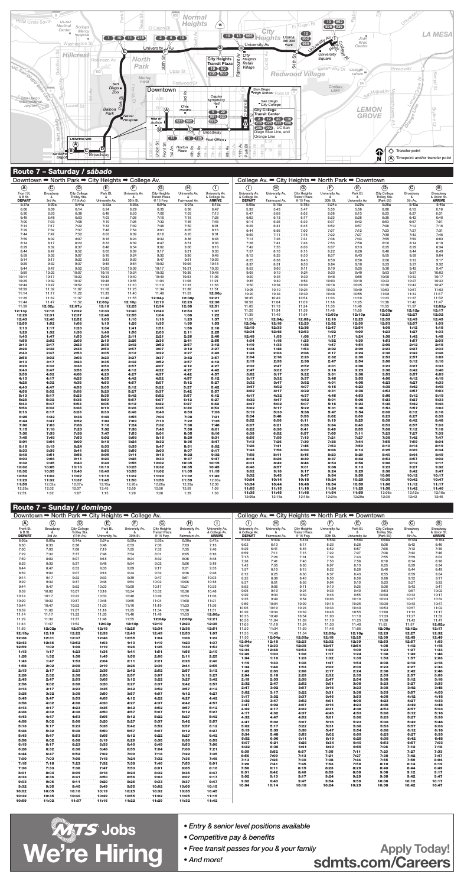◇ Transfer point
Ⓐ Timepoint and/or transfer point

## Route 7 – Saturday / *sábado*

### Downtown ➡ North Park ➡ City Heights ➡ College Av.

| (A) Front St. & B St. DEPART | (C) Broadway & 3rd Av. | (D) City College Trolley Sta. (11th Av.) | (E) Park Bl. & University Av. | (F) University Av. & 30th St. | (G) City Heights Transit Plaza @ 15 Fwy. | (H) University Av. & Fairmount Av. | (I) University Av. & College Av. ARRIVE |
|---|---|---|---|---|---|---|---|
| 5:37a | 5:39a | 5:44a | 5:53a | 5:58a | 6:04a | 6:07a | 6:16a |
| 6:06 | 6:09 | 6:14 | 6:24 | 6:29 | 6:35 | 6:38 | 6:47 |
| 6:30 | 6:33 | 6:38 | 6:48 | 6:53 | 7:00 | 7:03 | 7:13 |
| 6:45 | 6:48 | 6:53 | 7:03 | 7:08 | 7:15 | 7:18 | 7:28 |
| 7:00 | 7:03 | 7:08 | 7:19 | 7:25 | 7:32 | 7:35 | 7:46 |
| 7:14 | 7:17 | 7:22 | 7:33 | 7:39 | 7:46 | 7:50 | 8:01 |
| 7:29 | 7:32 | 7:37 | 7:48 | 7:54 | 8:01 | 8:05 | 8:16 |
| 7:44 | 7:47 | 7:52 | 8:03 | 8:09 | 8:16 | 8:20 | 8:31 |
| 7:59 | 8:02 | 8:07 | 8:18 | 8:24 | 8:32 | 8:36 | 8:48 |
| 8:14 | 8:17 | 8:22 | 8:33 | 8:39 | 8:47 | 8:51 | 9:03 |
| 8:29 | 8:32 | 8:37 | 8:48 | 8:54 | 9:02 | 9:06 | 9:18 |
| 8:44 | 8:47 | 8:52 | 9:03 | 9:09 | 9:17 | 9:21 | 9:33 |
| 8:59 | 9:02 | 9:07 | 9:18 | 9:24 | 9:32 | 9:36 | 9:48 |
| 9:14 | 9:17 | 9:22 | 9:33 | 9:39 | 9:47 | 9:51 | 10:03 |
| 9:29 | 9:32 | 9:37 | 9:48 | 9:54 | 10:02 | 10:06 | 10:18 |
| 9:44 | 9:47 | 9:52 | 10:03 | 10:09 | 10:17 | 10:21 | 10:33 |
| 9:59 | 10:02 | 10:07 | 10:18 | 10:24 | 10:32 | 10:36 | 10:48 |
| 10:14 | 10:17 | 10:22 | 10:33 | 10:40 | 10:48 | 10:53 | 11:06 |
| 10:29 | 10:32 | 10:37 | 10:48 | 10:55 | 11:04 | 11:08 | 11:21 |
| 10:44 | 10:47 | 10:52 | 11:03 | 11:10 | 11:19 | 11:23 | 11:36 |
| 10:59 | 11:02 | 11:07 | 11:18 | 11:25 | 11:34 | 11:38 | 11:51 |
| 11:14 | 11:17 | 11:22 | 11:33 | 11:40 | 11:49 | 11:53 | 12:06p |
| 11:29 | 11:32 | 11:37 | 11:48 | 11:55 | 12:04p | 12:08p | 12:21 |
| 11:44 | 11:47 | 11:52 | 12:03p | 12:10p | 12:19 | 12:23 | 12:36 |
| 11:59 | 12:02p | 12:07p | 12:18 | 12:25 | 12:34 | 12:38 | 12:51 |
| 12:13p | 12:16 | 12:22 | 12:33 | 12:40 | 12:49 | 12:53 | 1:07 |
| 12:28 | 12:31 | 12:37 | 12:48 | 12:55 | 1:04 | 1:08 | 1:22 |
| 12:43 | 12:46 | 12:52 | 1:03 | 1:10 | 1:19 | 1:23 | 1:37 |
| 12:59 | 1:02 | 1:08 | 1:19 | 1:26 | 1:35 | 1:39 | 1:53 |
| 1:13 | 1:17 | 1:23 | 1:34 | 1:41 | 1:51 | 1:55 | 2:10 |
| 1:28 | 1:32 | 1:38 | 1:49 | 1:56 | 2:06 | 2:11 | 2:25 |
| 1:43 | 1:47 | 1:53 | 2:04 | 2:11 | 2:21 | 2:26 | 2:40 |
| 1:58 | 2:02 | 2:08 | 2:19 | 2:26 | 2:36 | 2:41 | 2:55 |
| 2:13 | 2:17 | 2:23 | 2:35 | 2:42 | 2:52 | 2:57 | 3:12 |
| 2:28 | 2:32 | 2:38 | 2:50 | 2:57 | 3:07 | 3:12 | 3:27 |
| 2:43 | 2:47 | 2:53 | 3:06 | 3:12 | 3:22 | 3:27 | 3:42 |
| 2:58 | 3:02 | 3:08 | 3:20 | 3:27 | 3:37 | 3:42 | 3:57 |
| 3:13 | 3:17 | 3:23 | 3:35 | 3:42 | 3:52 | 3:57 | 4:12 |
| 3:28 | 3:32 | 3:38 | 3:50 | 3:57 | 4:07 | 4:12 | 4:27 |
| 3:43 | 3:47 | 3:53 | 4:05 | 4:12 | 4:22 | 4:27 | 4:42 |
| 3:58 | 4:02 | 4:08 | 4:20 | 4:27 | 4:37 | 4:42 | 4:57 |
| 4:13 | 4:17 | 4:23 | 4:35 | 4:42 | 4:52 | 4:57 | 5:12 |
| 4:28 | 4:32 | 4:38 | 4:50 | 4:57 | 5:07 | 5:12 | 5:27 |
| 4:43 | 4:47 | 4:53 | 5:05 | 5:12 | 5:22 | 5:27 | 5:42 |
| 4:58 | 5:02 | 5:08 | 5:20 | 5:27 | 5:37 | 5:42 | 5:57 |
| 5:13 | 5:17 | 5:23 | 5:35 | 5:42 | 5:52 | 5:57 | 6:12 |
| 5:28 | 5:32 | 5:38 | 5:50 | 5:57 | 6:07 | 6:12 | 6:27 |
| 5:43 | 5:47 | 5:53 | 6:05 | 6:12 | 6:22 | 6:27 | 6:42 |
| 5:58 | 6:02 | 6:08 | 6:19 | 6:26 | 6:35 | 6:39 | 6:53 |
| 6:13 | 6:17 | 6:23 | 6:33 | 6:40 | 6:49 | 6:53 | 7:06 |
| 6:28 | 6:32 | 6:38 | 6:48 | 6:55 | 7:04 | 7:08 | 7:21 |
| 6:44 | 6:47 | 6:52 | 7:02 | 7:09 | 7:18 | 7:22 | 7:35 |
| 7:00 | 7:03 | 7:08 | 7:18 | 7:24 | 7:32 | 7:36 | 7:46 |
| 7:15 | 7:18 | 7:23 | 7:32 | 7:38 | 7:46 | 7:50 | 8:01 |
| 7:30 | 7:33 | 7:38 | 7:47 | 7:53 | 8:01 | 8:05 | 8:16 |
| 7:45 | 7:48 | 7:53 | 8:02 | 8:08 | 8:16 | 8:20 | 8:31 |
| 8:01 | 8:04 | 8:09 | 8:18 | 8:24 | 8:32 | 8:36 | 8:47 |
| 8:16 | 8:19 | 8:24 | 8:33 | 8:39 | 8:47 | 8:51 | 9:02 |
| 8:33 | 8:36 | 8:41 | 8:50 | 8:56 | 9:03 | 9:07 | 9:17 |
| 8:48 | 8:51 | 8:56 | 9:05 | 9:11 | 9:18 | 9:22 | 9:32 |
| 9:03 | 9:06 | 9:11 | 9:20 | 9:26 | 9:33 | 9:37 | 9:47 |
| 9:32 | 9:35 | 9:40 | 9:49 | 9:55 | 10:02 | 10:05 | 10:15 |
| 10:02 | 10:05 | 10:10 | 10:19 | 10:25 | 10:32 | 10:35 | 10:45 |
| 10:32 | 10:35 | 10:40 | 10:49 | 10:55 | 11:02 | 11:05 | 11:15 |
| 10:59 | 11:02 | 11:07 | 11:16 | 11:22 | 11:29 | 11:32 | 11:42 |
| 11:29 | 11:32 | 11:37 | 11:45 | 11:50 | 11:56 | 11:59 | 12:08a |
| 11:59 | 12:02a | 12:07a | 12:15a | 12:20a | 12:26a | 12:29a | 12:38 |
| 12:29a | 12:32 | 12:37 | 12:45 | 12:50 | 12:56 | 12:59 | 1:08 |
| 12:59 | 1:02 | 1:07 | 1:15 | 1:20 | 1:26 | 1:29 | 1:38 |

### College Av. ➡ City Heights ➡ North Park ➡ Downtown

| (I) University Av. & College Av. DEPART | (H) University Av. & Fairmount Av. | (G) City Heights Transit Plaza @ 15 Fwy. | (F) University Av. & 30th St. | (E) Park Bl. & University Av. | (D) City College Trolley Sta. (Park Bl.) | (C) Broadway & 5th Av. | (B) Broadway & Union St. ARRIVE |
|---|---|---|---|---|---|---|---|
| 5:05a | 5:15a | 5:18a | 5:24a | 5:29a | 5:36a | 5:42a | 5:46a |
| 5:32 | 5:43 | 5:47 | 5:53 | 5:58 | 6:06 | 6:12 | 6:16 |
| 5:47 | 5:58 | 6:02 | 6:08 | 6:13 | 6:23 | 6:27 | 6:31 |
| 6:02 | 6:13 | 6:17 | 6:23 | 6:28 | 6:38 | 6:42 | 6:46 |
| 6:14 | 6:26 | 6:30 | 6:37 | 6:42 | 6:53 | 6:57 | 7:01 |
| 6:29 | 6:41 | 6:45 | 6:52 | 6:57 | 7:08 | 7:12 | 7:16 |
| 6:44 | 6:56 | 7:00 | 7:07 | 7:12 | 7:23 | 7:27 | 7:31 |
| 6:59 | 7:11 | 7:15 | 7:22 | 7:27 | 7:38 | 7:42 | 7:46 |
| 7:13 | 7:26 | 7:31 | 7:38 | 7:43 | 7:55 | 7:59 | 8:03 |
| 7:28 | 7:41 | 7:46 | 7:53 | 7:58 | 8:10 | 8:14 | 8:18 |
| 7:42 | 7:55 | 8:00 | 8:07 | 8:13 | 8:25 | 8:29 | 8:34 |
| 7:57 | 8:10 | 8:15 | 8:22 | 8:28 | 8:40 | 8:44 | 8:49 |
| 8:12 | 8:25 | 8:30 | 8:37 | 8:43 | 8:55 | 8:59 | 9:04 |
| 8:25 | 8:38 | 8:43 | 8:50 | 8:56 | 9:09 | 9:13 | 9:17 |
| 8:37 | 8:51 | 8:56 | 9:04 | 9:10 | 9:23 | 9:27 | 9:32 |
| 8:52 | 9:06 | 9:11 | 9:19 | 9:25 | 9:38 | 9:42 | 9:47 |
| 9:05 | 9:19 | 9:24 | 9:33 | 9:40 | 9:53 | 9:57 | 10:02 |
| 9:20 | 9:34 | 9:39 | 9:48 | 9:55 | 10:08 | 10:12 | 10:17 |
| 9:35 | 9:49 | 9:54 | 10:03 | 10:10 | 10:23 | 10:27 | 10:32 |
| 9:50 | 10:04 | 10:09 | 10:18 | 10:25 | 10:38 | 10:42 | 10:47 |
| 10:05 | 10:19 | 10:24 | 10:33 | 10:40 | 10:53 | 10:57 | 11:02 |
| 10:20 | 10:34 | 10:39 | 10:48 | 10:55 | 11:08 | 11:12 | 11:17 |
| 10:35 | 10:49 | 10:54 | 11:03 | 11:10 | 11:23 | 11:27 | 11:32 |
| 10:50 | 11:04 | 11:09 | 11:18 | 11:25 | 11:38 | 11:42 | 11:47 |
| 11:05 | 11:19 | 11:24 | 11:33 | 11:40 | 11:53 | 11:57 | 12:02p |
| 11:20 | 11:34 | 11:39 | 11:48 | 11:55 | 12:08p | 12:12p | 12:17 |
| 11:35 | 11:49 | 11:54 | 12:03p | 12:10p | 12:23 | 12:27 | 12:32 |
| 11:50 | 12:04p | 12:09p | 12:18 | 12:25 | 12:39 | 12:43 | 12:49 |
| 12:04p | 12:18 | 12:23 | 12:32 | 12:39 | 12:53 | 12:57 | 1:03 |
| 12:19 | 12:33 | 12:38 | 12:47 | 12:54 | 1:08 | 1:12 | 1:18 |
| 12:34 | 12:48 | 12:53 | 1:02 | 1:09 | 1:23 | 1:27 | 1:33 |
| 12:49 | 1:03 | 1:08 | 1:17 | 1:24 | 1:38 | 1:42 | 1:48 |
| 1:04 | 1:18 | 1:23 | 1:32 | 1:39 | 1:53 | 1:57 | 2:03 |
| 1:19 | 1:33 | 1:38 | 1:47 | 1:54 | 2:08 | 2:12 | 2:18 |
| 1:34 | 1:48 | 1:53 | 2:02 | 2:09 | 2:23 | 2:27 | 2:33 |
| 1:49 | 2:03 | 2:08 | 2:17 | 2:24 | 2:38 | 2:42 | 2:48 |
| 2:04 | 2:18 | 2:23 | 2:32 | 2:39 | 2:53 | 2:57 | 3:03 |
| 2:19 | 2:33 | 2:38 | 2:47 | 2:54 | 3:08 | 3:12 | 3:18 |
| 2:32 | 2:47 | 2:52 | 3:01 | 3:08 | 3:23 | 3:27 | 3:33 |
| 2:47 | 3:02 | 3:07 | 3:16 | 3:23 | 3:38 | 3:42 | 3:48 |
| 3:02 | 3:17 | 3:22 | 3:31 | 3:38 | 3:53 | 3:57 | 4:03 |
| 3:17 | 3:32 | 3:37 | 3:46 | 3:53 | 4:08 | 4:12 | 4:18 |
| 3:32 | 3:47 | 3:52 | 4:01 | 4:08 | 4:23 | 4:27 | 4:33 |
| 3:47 | 4:02 | 4:07 | 4:16 | 4:23 | 4:38 | 4:42 | 4:48 |
| 4:02 | 4:17 | 4:22 | 4:31 | 4:38 | 4:53 | 4:57 | 5:03 |
| 4:17 | 4:32 | 4:37 | 4:46 | 4:53 | 5:08 | 5:12 | 5:18 |
| 4:32 | 4:47 | 4:52 | 5:01 | 5:08 | 5:23 | 5:27 | 5:33 |
| 4:47 | 5:02 | 5:07 | 5:16 | 5:23 | 5:38 | 5:42 | 5:48 |
| 5:02 | 5:17 | 5:22 | 5:31 | 5:38 | 5:53 | 5:57 | 6:03 |
| 5:19 | 5:33 | 5:38 | 5:47 | 5:54 | 6:08 | 6:12 | 6:18 |
| 5:34 | 5:48 | 5:53 | 6:02 | 6:09 | 6:23 | 6:27 | 6:33 |
| 5:52 | 6:06 | 6:11 | 6:19 | 6:25 | 6:38 | 6:42 | 6:48 |
| 6:07 | 6:21 | 6:26 | 6:34 | 6:40 | 6:53 | 6:57 | 7:03 |
| 6:22 | 6:36 | 6:41 | 6:49 | 6:55 | 7:08 | 7:12 | 7:18 |
| 6:39 | 6:52 | 6:57 | 7:05 | 7:11 | 7:23 | 7:27 | 7:33 |
| 6:56 | 7:09 | 7:13 | 7:21 | 7:27 | 7:38 | 7:42 | 7:48 |
| 7:13 | 7:26 | 7:30 | 7:38 | 7:44 | 7:55 | 7:59 | 8:04 |
| 7:28 | 7:41 | 7:45 | 7:53 | 7:59 | 8:10 | 8:14 | 8:19 |
| 7:43 | 7:56 | 8:00 | 8:08 | 8:14 | 8:25 | 8:29 | 8:34 |
| 7:58 | 8:11 | 8:15 | 8:23 | 8:29 | 8:40 | 8:44 | 8:49 |
| 8:14 | 8:26 | 8:30 | 8:37 | 8:42 | 8:53 | 8:57 | 9:02 |
| 8:31 | 8:42 | 8:46 | 8:53 | 8:58 | 9:08 | 9:12 | 9:17 |
| 8:46 | 8:57 | 9:01 | 9:08 | 9:13 | 9:23 | 9:27 | 9:32 |
| 9:02 | 9:13 | 9:17 | 9:24 | 9:29 | 9:38 | 9:42 | 9:47 |
| 9:32 | 9:43 | 9:47 | 9:54 | 9:59 | 10:08 | 10:12 | 10:17 |
| 10:05 | 10:14 | 10:18 | 10:24 | 10:29 | 10:38 | 10:42 | 10:47 |
| 10:34 | 10:44 | 10:48 | 10:54 | 10:59 | 11:08 | 11:12 | 11:17 |
| 11:05 | 11:15 | 11:18 | 11:24 | 11:29 | 11:38 | 11:42 | 11:47 |
| 11:35 | 11:45 | 11:48 | 11:54 | 11:59 | 12:08a | 12:12a | 12:16a |
| 12:05a | 12:15a | 12:18a | 12:24a | 12:29a | 12:38 | 12:42 | 12:46 |

## Route 7 – Sunday / *domingo*

### Downtown ➡ North Park ➡ City Heights ➡ College Av.

| (A) Front St. & B St. DEPART | (C) Broadway & 3rd Av. | (D) City College Trolley Sta. (11th Av.) | (E) Park Bl. & University Av. | (F) University Av. & 30th St. | (G) City Heights Transit Plaza @ 15 Fwy. | (H) University Av. & Fairmount Av. | (I) University Av. & College Av. ARRIVE |
|---|---|---|---|---|---|---|---|
| 6:06a | 6:09a | 6:14a | 6:24a | 6:29a | 6:35a | 6:38a | 6:47a |
| 6:30 | 6:33 | 6:38 | 6:48 | 6:53 | 7:00 | 7:03 | 7:13 |
| 7:00 | 7:03 | 7:08 | 7:19 | 7:25 | 7:32 | 7:35 | 7:46 |
| 7:29 | 7:32 | 7:37 | 7:48 | 7:54 | 8:01 | 8:05 | 8:16 |
| 7:59 | 8:02 | 8:07 | 8:18 | 8:24 | 8:32 | 8:36 | 8:48 |
| 8:29 | 8:32 | 8:37 | 8:48 | 8:54 | 9:02 | 9:06 | 9:18 |
| 8:44 | 8:47 | 8:52 | 9:03 | 9:09 | 9:17 | 9:21 | 9:33 |
| 8:59 | 9:02 | 9:07 | 9:18 | 9:24 | 9:32 | 9:36 | 9:48 |
| 9:14 | 9:17 | 9:22 | 9:33 | 9:39 | 9:47 | 9:51 | 10:03 |
| 9:29 | 9:32 | 9:37 | 9:48 | 9:54 | 10:02 | 10:06 | 10:18 |
| 9:44 | 9:47 | 9:52 | 10:03 | 10:09 | 10:17 | 10:21 | 10:33 |
| 9:59 | 10:02 | 10:07 | 10:18 | 10:24 | 10:32 | 10:36 | 10:48 |
| 10:14 | 10:17 | 10:22 | 10:33 | 10:40 | 10:49 | 10:53 | 11:06 |
| 10:29 | 10:32 | 10:37 | 10:48 | 10:55 | 11:04 | 11:08 | 11:21 |
| 10:44 | 10:47 | 10:52 | 11:03 | 11:10 | 11:19 | 11:23 | 11:36 |
| 10:59 | 11:02 | 11:07 | 11:18 | 11:25 | 11:34 | 11:38 | 11:51 |
| 11:14 | 11:17 | 11:22 | 11:33 | 11:40 | 11:49 | 11:53 | 12:06p |
| 11:29 | 11:32 | 11:37 | 11:48 | 11:55 | 12:04p | 12:08p | 12:21 |
| 11:44 | 11:47 | 11:52 | 12:03p | 12:10p | 12:19 | 12:23 | 12:36 |
| 11:59 | 12:02p | 12:07p | 12:18 | 12:25 | 12:34 | 12:38 | 12:51 |
| 12:13p | 12:16 | 12:22 | 12:33 | 12:40 | 12:49 | 12:53 | 1:07 |
| 12:28 | 12:31 | 12:37 | 12:48 | 12:55 | 1:04 | 1:08 | 1:22 |
| 12:43 | 12:46 | 12:52 | 1:03 | 1:10 | 1:19 | 1:23 | 1:37 |
| 12:59 | 1:02 | 1:08 | 1:19 | 1:26 | 1:35 | 1:39 | 1:53 |
| 1:13 | 1:17 | 1:23 | 1:34 | 1:41 | 1:51 | 1:55 | 2:10 |
| 1:28 | 1:32 | 1:38 | 1:49 | 1:56 | 2:06 | 2:11 | 2:25 |
| 1:43 | 1:47 | 1:53 | 2:04 | 2:11 | 2:21 | 2:26 | 2:40 |
| 1:58 | 2:02 | 2:08 | 2:19 | 2:26 | 2:36 | 2:41 | 2:55 |
| 2:13 | 2:17 | 2:23 | 2:35 | 2:42 | 2:52 | 2:57 | 3:12 |
| 2:28 | 2:32 | 2:38 | 2:50 | 2:57 | 3:07 | 3:12 | 3:27 |
| 2:43 | 2:47 | 2:53 | 3:05 | 3:12 | 3:22 | 3:27 | 3:42 |
| 2:58 | 3:02 | 3:08 | 3:20 | 3:27 | 3:37 | 3:42 | 3:57 |
| 3:13 | 3:17 | 3:23 | 3:35 | 3:42 | 3:52 | 3:57 | 4:12 |
| 3:28 | 3:32 | 3:38 | 3:50 | 3:57 | 4:07 | 4:12 | 4:27 |
| 3:43 | 3:47 | 3:53 | 4:05 | 4:12 | 4:22 | 4:27 | 4:42 |
| 3:58 | 4:02 | 4:08 | 4:20 | 4:27 | 4:37 | 4:42 | 4:57 |
| 4:13 | 4:17 | 4:23 | 4:35 | 4:42 | 4:52 | 4:57 | 5:12 |
| 4:28 | 4:32 | 4:38 | 4:50 | 4:57 | 5:07 | 5:12 | 5:27 |
| 4:43 | 4:47 | 4:53 | 5:05 | 5:12 | 5:22 | 5:27 | 5:42 |
| 4:58 | 5:02 | 5:08 | 5:20 | 5:27 | 5:37 | 5:42 | 5:57 |
| 5:13 | 5:17 | 5:23 | 5:35 | 5:42 | 5:52 | 5:57 | 6:12 |
| 5:28 | 5:32 | 5:38 | 5:50 | 5:57 | 6:07 | 6:12 | 6:27 |
| 5:43 | 5:47 | 5:53 | 6:05 | 6:12 | 6:22 | 6:27 | 6:42 |
| 5:58 | 6:02 | 6:08 | 6:19 | 6:26 | 6:35 | 6:39 | 6:53 |
| 6:13 | 6:17 | 6:23 | 6:33 | 6:40 | 6:49 | 6:53 | 7:06 |
| 6:28 | 6:32 | 6:38 | 6:48 | 6:55 | 7:04 | 7:08 | 7:21 |
| 6:44 | 6:47 | 6:52 | 7:02 | 7:09 | 7:18 | 7:22 | 7:35 |
| 7:00 | 7:03 | 7:08 | 7:18 | 7:24 | 7:32 | 7:36 | 7:46 |
| 7:15 | 7:18 | 7:23 | 7:32 | 7:38 | 7:46 | 7:50 | 8:01 |
| 7:30 | 7:33 | 7:38 | 7:47 | 7:53 | 8:01 | 8:05 | 8:16 |
| 7:45 | 7:48 | 7:53 | 8:02 | 8:08 | 8:16 | 8:20 | 8:31 |
| 8:01 | 8:04 | 8:09 | 8:18 | 8:24 | 8:32 | 8:36 | 8:47 |
| 8:33 | 8:36 | 8:41 | 8:50 | 8:56 | 9:03 | 9:07 | 9:17 |
| 9:03 | 9:06 | 9:11 | 9:20 | 9:26 | 9:33 | 9:37 | 9:47 |
| 9:32 | 9:35 | 9:40 | 9:49 | 9:55 | 10:02 | 10:05 | 10:15 |
| 10:02 | 10:05 | 10:10 | 10:19 | 10:25 | 10:32 | 10:35 | 10:45 |
| 10:32 | 10:35 | 10:40 | 10:49 | 10:55 | 11:02 | 11:05 | 11:15 |
| 10:59 | 11:02 | 11:07 | 11:16 | 11:22 | 11:29 | 11:32 | 11:42 |

### College Av. ➡ City Heights ➡ North Park ➡ Downtown

| (I) University Av. & College Av. DEPART | (H) University Av. & Fairmount Av. | (G) City Heights Transit Plaza @ 15 Fwy. | (F) University Av. & 30th St. | (E) Park Bl. & University Av. | (D) City College Trolley Sta. (Park Bl.) | (C) Broadway & 5th Av. | (B) Broadway & Union St. ARRIVE |
|---|---|---|---|---|---|---|---|
| 5:32a | 5:43a | 5:47a | 5:53a | 5:58a | 6:06a | 6:12a | 6:16a |
| 6:02 | 6:13 | 6:17 | 6:23 | 6:28 | 6:38 | 6:42 | 6:46 |
| 6:29 | 6:41 | 6:45 | 6:52 | 6:57 | 7:08 | 7:12 | 7:16 |
| 6:59 | 7:11 | 7:15 | 7:22 | 7:27 | 7:38 | 7:42 | 7:46 |
| 7:13 | 7:26 | 7:31 | 7:38 | 7:43 | 7:55 | 7:59 | 8:03 |
| 7:28 | 7:41 | 7:46 | 7:53 | 7:58 | 8:10 | 8:14 | 8:18 |
| 7:42 | 7:55 | 8:00 | 8:07 | 8:13 | 8:25 | 8:29 | 8:34 |
| 7:57 | 8:10 | 8:15 | 8:22 | 8:28 | 8:40 | 8:44 | 8:49 |
| 8:12 | 8:25 | 8:30 | 8:37 | 8:43 | 8:55 | 8:59 | 9:04 |
| 8:25 | 8:38 | 8:43 | 8:50 | 8:56 | 9:08 | 9:12 | 9:17 |
| 8:37 | 8:51 | 8:56 | 9:04 | 9:10 | 9:23 | 9:27 | 9:32 |
| 8:52 | 9:06 | 9:11 | 9:19 | 9:25 | 9:38 | 9:42 | 9:47 |
| 9:05 | 9:19 | 9:24 | 9:33 | 9:40 | 9:53 | 9:57 | 10:02 |
| 9:20 | 9:34 | 9:39 | 9:48 | 9:55 | 10:08 | 10:12 | 10:17 |
| 9:35 | 9:49 | 9:54 | 10:03 | 10:10 | 10:23 | 10:27 | 10:32 |
| 9:50 | 10:04 | 10:09 | 10:18 | 10:25 | 10:38 | 10:42 | 10:47 |
| 10:05 | 10:19 | 10:24 | 10:33 | 10:40 | 10:53 | 10:57 | 11:02 |
| 10:20 | 10:34 | 10:39 | 10:48 | 10:55 | 11:08 | 11:12 | 11:17 |
| 10:35 | 10:49 | 10:54 | 11:03 | 11:10 | 11:23 | 11:27 | 11:32 |
| 10:50 | 11:04 | 11:09 | 11:18 | 11:25 | 11:38 | 11:42 | 11:47 |
| 11:05 | 11:19 | 11:24 | 11:33 | 11:40 | 11:53 | 11:57 | 12:02p |
| 11:20 | 11:34 | 11:39 | 11:48 | 11:55 | 12:09p | 12:12p | 12:17 |
| 11:35 | 11:49 | 11:54 | 12:03p | 12:10p | 12:23 | 12:27 | 12:32 |
| 11:50 | 12:04p | 12:09p | 12:18 | 12:25 | 12:39 | 12:43 | 12:49 |
| 12:04p | 12:18 | 12:23 | 12:32 | 12:39 | 12:53 | 12:57 | 1:03 |
| 12:19 | 12:33 | 12:38 | 12:47 | 12:54 | 1:08 | 1:12 | 1:18 |
| 12:34 | 12:48 | 12:53 | 1:02 | 1:09 | 1:23 | 1:27 | 1:33 |
| 12:49 | 1:03 | 1:08 | 1:17 | 1:24 | 1:38 | 1:42 | 1:48 |
| 1:04 | 1:18 | 1:23 | 1:32 | 1:39 | 1:53 | 1:57 | 2:03 |
| 1:19 | 1:33 | 1:38 | 1:47 | 1:54 | 2:08 | 2:12 | 2:18 |
| 1:34 | 1:48 | 1:53 | 2:02 | 2:09 | 2:23 | 2:27 | 2:33 |
| 1:49 | 2:03 | 2:08 | 2:17 | 2:24 | 2:38 | 2:42 | 2:48 |
| 2:04 | 2:18 | 2:23 | 2:32 | 2:39 | 2:53 | 2:57 | 3:03 |
| 2:19 | 2:33 | 2:38 | 2:47 | 2:54 | 3:08 | 3:12 | 3:18 |
| 2:32 | 2:47 | 2:52 | 3:01 | 3:08 | 3:23 | 3:27 | 3:33 |
| 2:47 | 3:02 | 3:07 | 3:16 | 3:23 | 3:38 | 3:42 | 3:48 |
| 3:02 | 3:17 | 3:22 | 3:31 | 3:38 | 3:53 | 3:57 | 4:03 |
| 3:17 | 3:32 | 3:37 | 3:46 | 3:53 | 4:08 | 4:12 | 4:18 |
| 3:32 | 3:47 | 3:52 | 4:01 | 4:08 | 4:23 | 4:27 | 4:33 |
| 3:47 | 4:02 | 4:07 | 4:16 | 4:23 | 4:38 | 4:42 | 4:48 |
| 4:02 | 4:17 | 4:22 | 4:31 | 4:38 | 4:53 | 4:57 | 5:03 |
| 4:17 | 4:32 | 4:37 | 4:46 | 4:53 | 5:08 | 5:12 | 5:18 |
| 4:32 | 4:47 | 4:52 | 5:01 | 5:08 | 5:23 | 5:27 | 5:33 |
| 4:47 | 5:02 | 5:07 | 5:16 | 5:23 | 5:38 | 5:42 | 5:48 |
| 5:02 | 5:17 | 5:22 | 5:31 | 5:38 | 5:53 | 5:57 | 6:03 |
| 5:19 | 5:33 | 5:38 | 5:47 | 5:54 | 6:08 | 6:12 | 6:18 |
| 5:34 | 5:48 | 5:53 | 6:02 | 6:09 | 6:23 | 6:27 | 6:33 |
| 5:52 | 6:06 | 6:11 | 6:19 | 6:25 | 6:38 | 6:42 | 6:48 |
| 6:07 | 6:21 | 6:26 | 6:34 | 6:40 | 6:53 | 6:57 | 7:03 |
| 6:22 | 6:36 | 6:41 | 6:49 | 6:55 | 7:08 | 7:12 | 7:18 |
| 6:39 | 6:52 | 6:57 | 7:05 | 7:11 | 7:23 | 7:27 | 7:33 |
| 6:56 | 7:09 | 7:13 | 7:21 | 7:27 | 7:38 | 7:42 | 7:47 |
| 7:13 | 7:26 | 7:30 | 7:38 | 7:44 | 7:55 | 7:59 | 8:04 |
| 7:28 | 7:41 | 7:45 | 7:53 | 7:59 | 8:10 | 8:14 | 8:19 |
| 7:58 | 8:11 | 8:15 | 8:23 | 8:29 | 8:40 | 8:44 | 8:49 |
| 8:31 | 8:42 | 8:46 | 8:53 | 8:58 | 9:08 | 9:12 | 9:17 |
| 9:02 | 9:13 | 9:17 | 9:24 | 9:29 | 9:38 | 9:42 | 9:47 |
| 9:32 | 9:43 | 9:47 | 9:54 | 9:59 | 10:08 | 10:12 | 10:17 |
| 10:04 | 10:14 | 10:18 | 10:24 | 10:29 | 10:38 | 10:42 | 10:47 |

**MTS Jobs**
**We're Hiring**

- *Entry & senior level positions available*
- *Competitive pay & benefits*
- *Free transit passes for you & your family*
- *And more!*

**Apply Today!**
**sdmts.com/Careers**